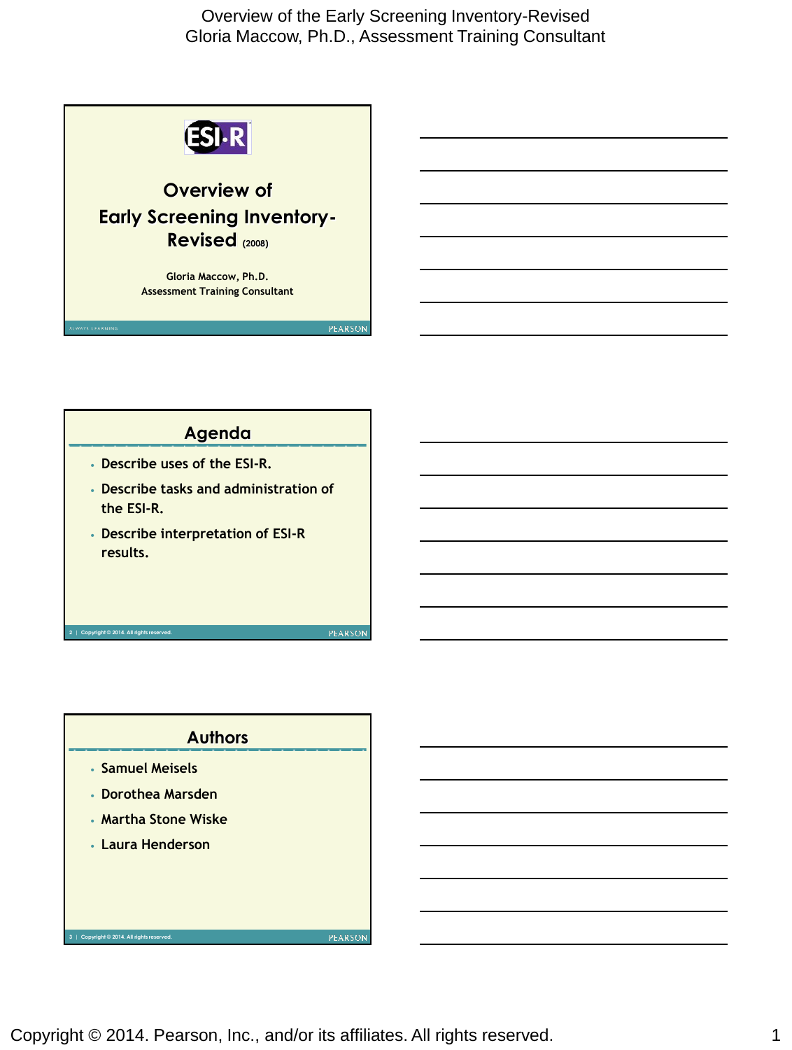# Overview of the Early Screening Inventory-Revised

Gloria Maccow, Ph.D., Assessment Training Consultant

ESI-R

## Overview of Early Screening Inventory-Revised (2008)

Gloria Maccow, Ph.D.
Assessment Training Consultant

## Agenda

- Describe uses of the ESI-R.
- Describe tasks and administration of the ESI-R.
- Describe interpretation of ESI-R results.

## Authors

- Samuel Meisels
- Dorothea Marsden
- Martha Stone Wiske
- Laura Henderson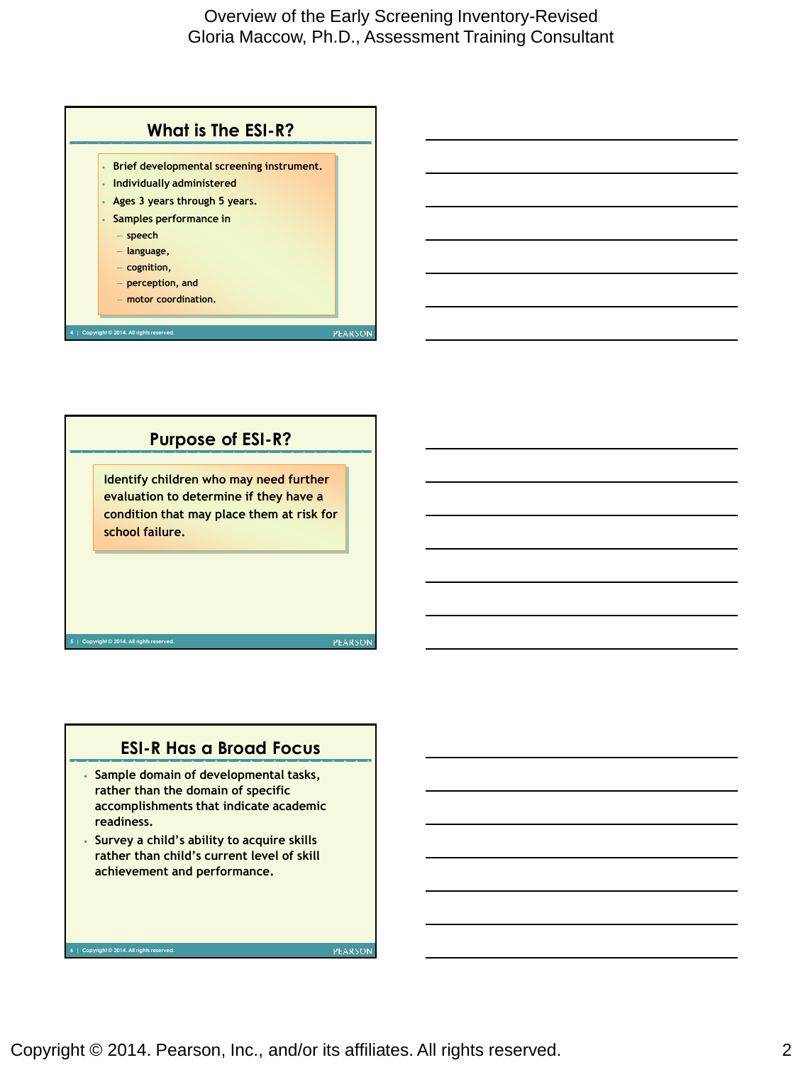## What is The ESI-R?

- Brief developmental screening instrument.
- Individually administered
- Ages 3 years through 5 years.
- Samples performance in
  - speech
  - language,
  - cognition,
  - perception, and
  - motor coordination.

## Purpose of ESI-R?

Identify children who may need further evaluation to determine if they have a condition that may place them at risk for school failure.

## ESI-R Has a Broad Focus

- Sample domain of developmental tasks, rather than the domain of specific accomplishments that indicate academic readiness.
- Survey a child's ability to acquire skills rather than child's current level of skill achievement and performance.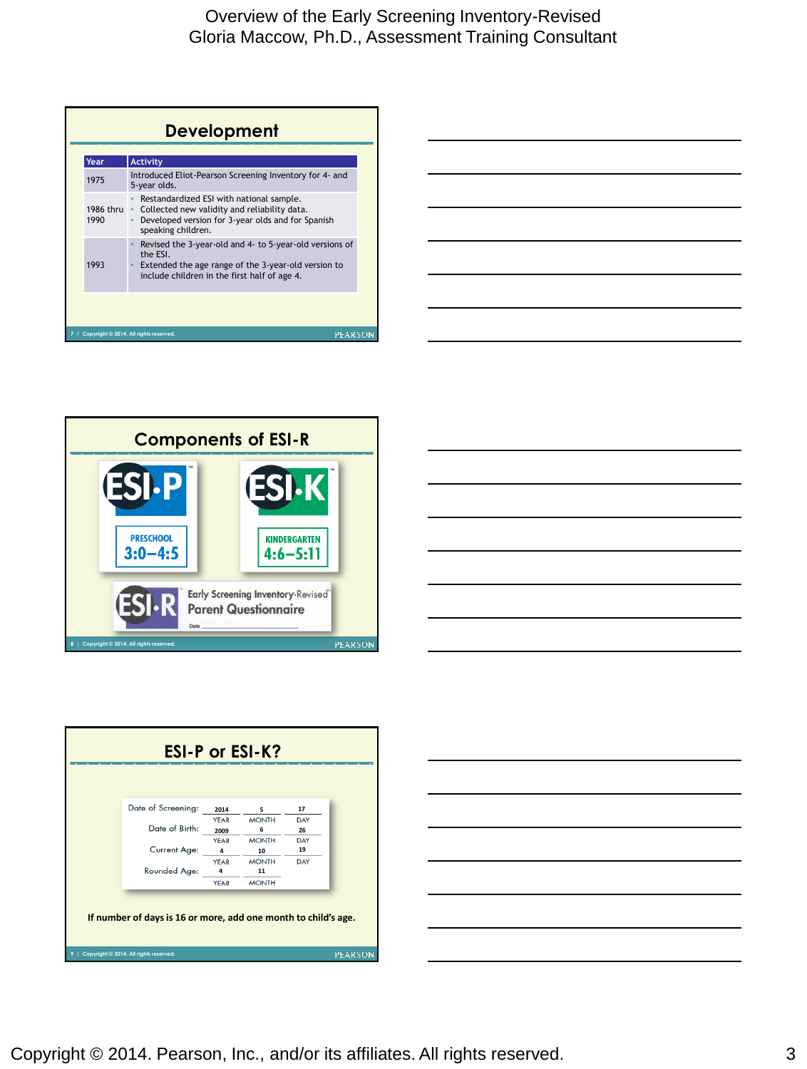## Development

| Year | Activity |
| --- | --- |
| 1975 | Introduced Eliot-Pearson Screening Inventory for 4- and 5-year olds. |
| 1986 thru 1990 | • Restandardized ESI with national sample.<br>• Collected new validity and reliability data.<br>• Developed version for 3-year olds and for Spanish speaking children. |
| 1993 | • Revised the 3-year-old and 4- to 5-year-old versions of the ESI.<br>• Extended the age range of the 3-year-old version to include children in the first half of age 4. |

## Components of ESI-R

ESI-P — PRESCHOOL 3:0–4:5

ESI-K — KINDERGARTEN 4:6–5:11

ESI-R Early Screening Inventory-Revised Parent Questionnaire

## ESI-P or ESI-K?

| | YEAR | MONTH | DAY |
| --- | --- | --- | --- |
| Date of Screening: | 2014 | 5 | 17 |
| Date of Birth: | 2009 | 6 | 26 |
| Current Age: | 4 | 10 | 19 |
| Rounded Age: | 4 | 11 | |

**If number of days is 16 or more, add one month to child's age.**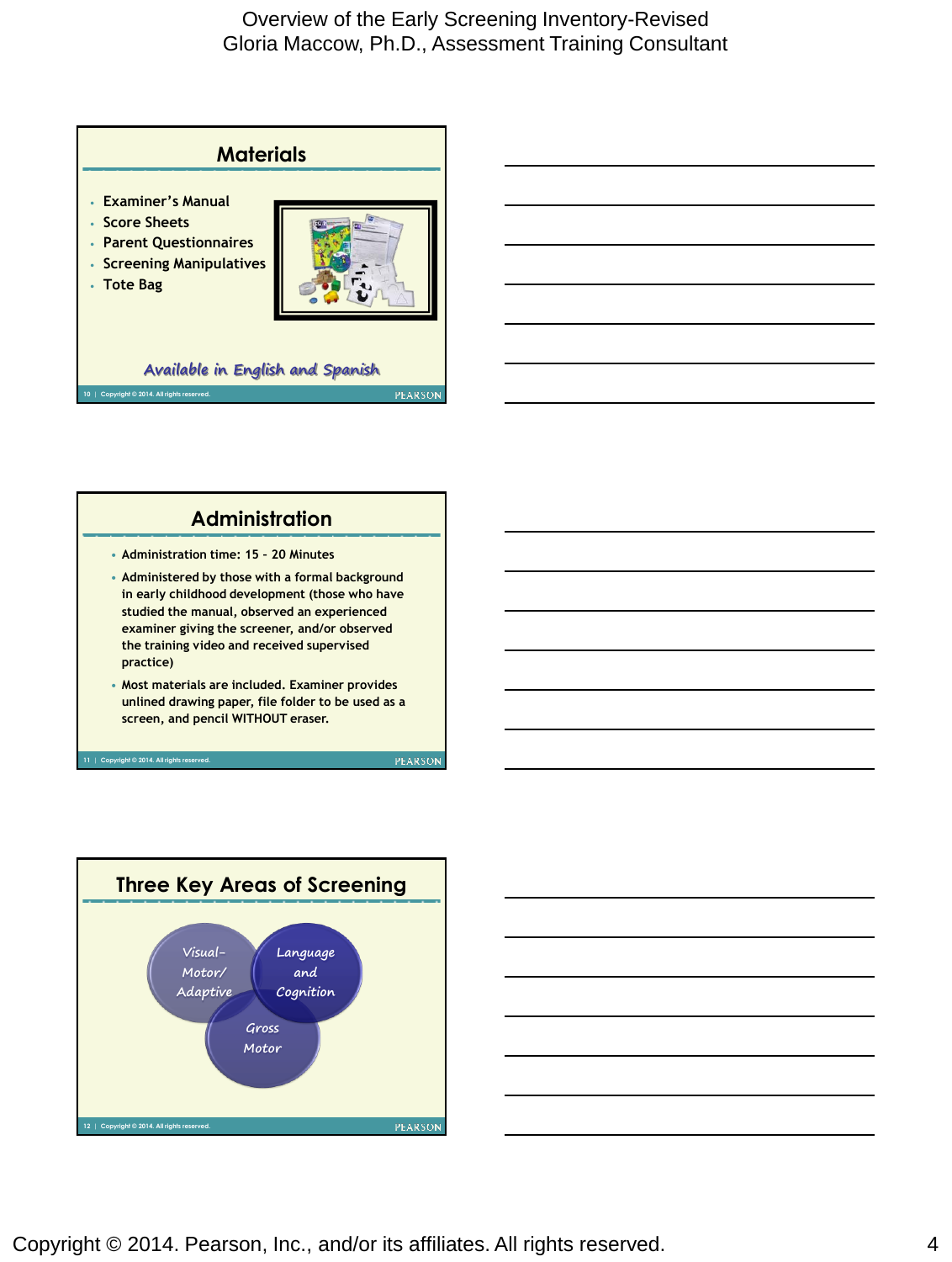## Materials

- Examiner's Manual
- Score Sheets
- Parent Questionnaires
- Screening Manipulatives
- Tote Bag

*Available in English and Spanish*

## Administration

- Administration time: 15 – 20 Minutes
- Administered by those with a formal background in early childhood development (those who have studied the manual, observed an experienced examiner giving the screener, and/or observed the training video and received supervised practice)
- Most materials are included. Examiner provides unlined drawing paper, file folder to be used as a screen, and pencil WITHOUT eraser.

## Three Key Areas of Screening

- Visual-Motor/Adaptive
- Language and Cognition
- Gross Motor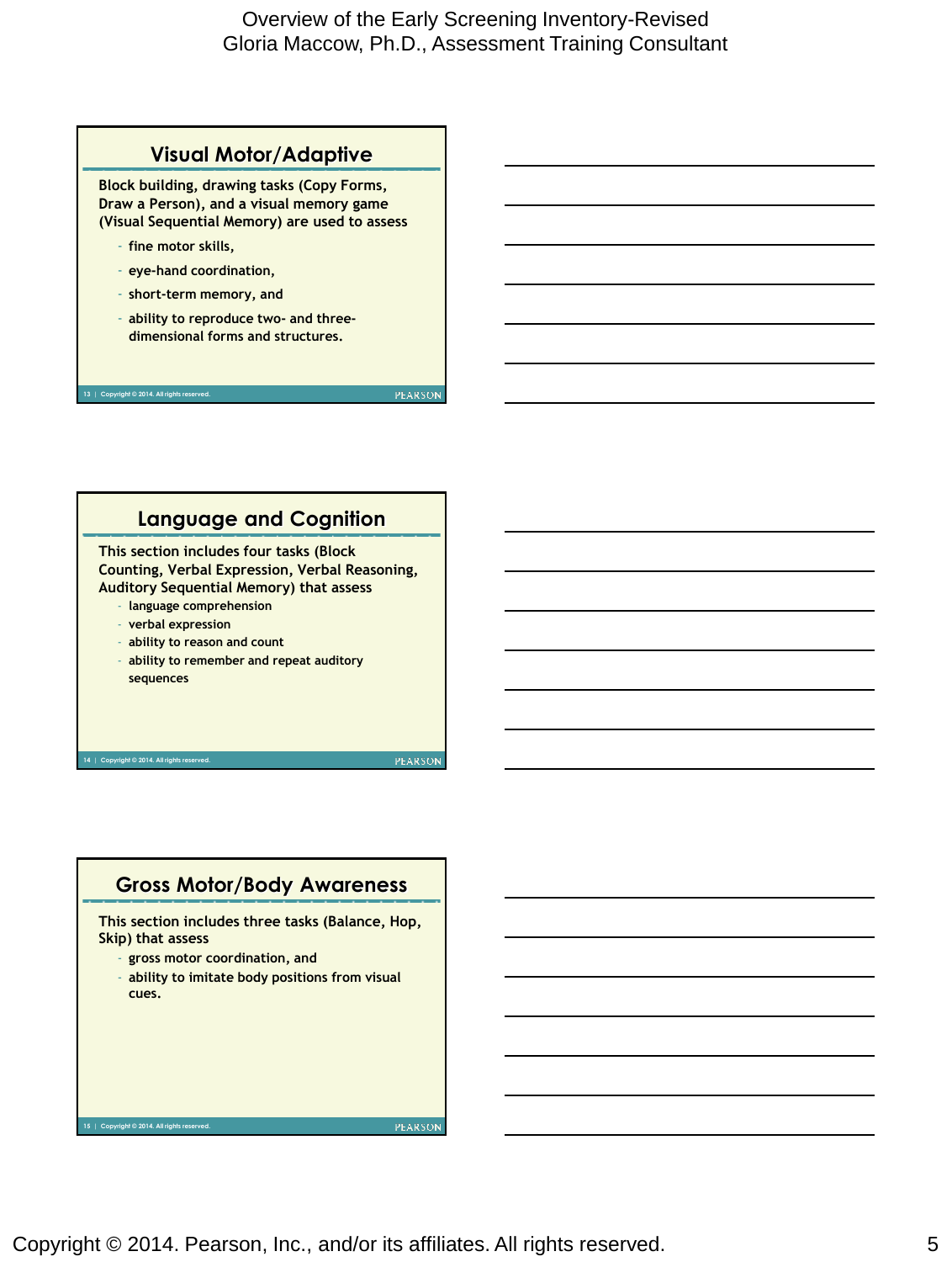## Visual Motor/Adaptive

Block building, drawing tasks (Copy Forms, Draw a Person), and a visual memory game (Visual Sequential Memory) are used to assess

- fine motor skills,
- eye-hand coordination,
- short-term memory, and
- ability to reproduce two- and three-dimensional forms and structures.

## Language and Cognition

This section includes four tasks (Block Counting, Verbal Expression, Verbal Reasoning, Auditory Sequential Memory) that assess

- language comprehension
- verbal expression
- ability to reason and count
- ability to remember and repeat auditory sequences

## Gross Motor/Body Awareness

This section includes three tasks (Balance, Hop, Skip) that assess

- gross motor coordination, and
- ability to imitate body positions from visual cues.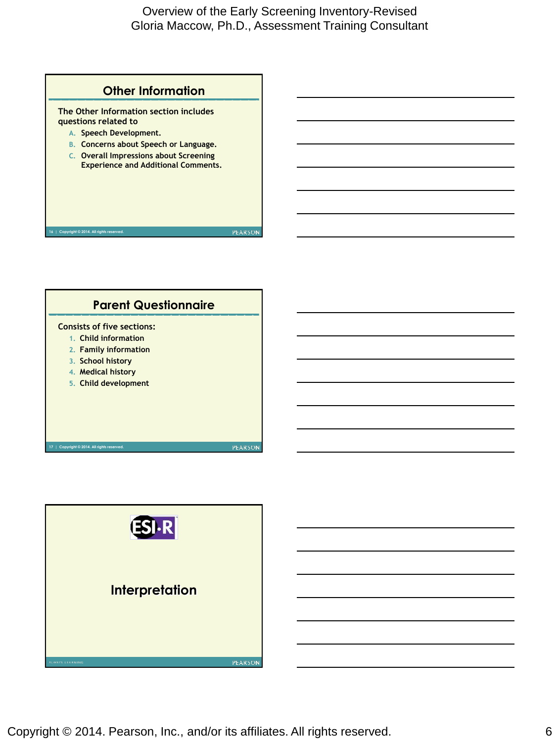## Other Information

The Other Information section includes questions related to

A. Speech Development.
B. Concerns about Speech or Language.
C. Overall Impressions about Screening Experience and Additional Comments.

## Parent Questionnaire

Consists of five sections:

1. Child information
2. Family information
3. School history
4. Medical history
5. Child development

## Interpretation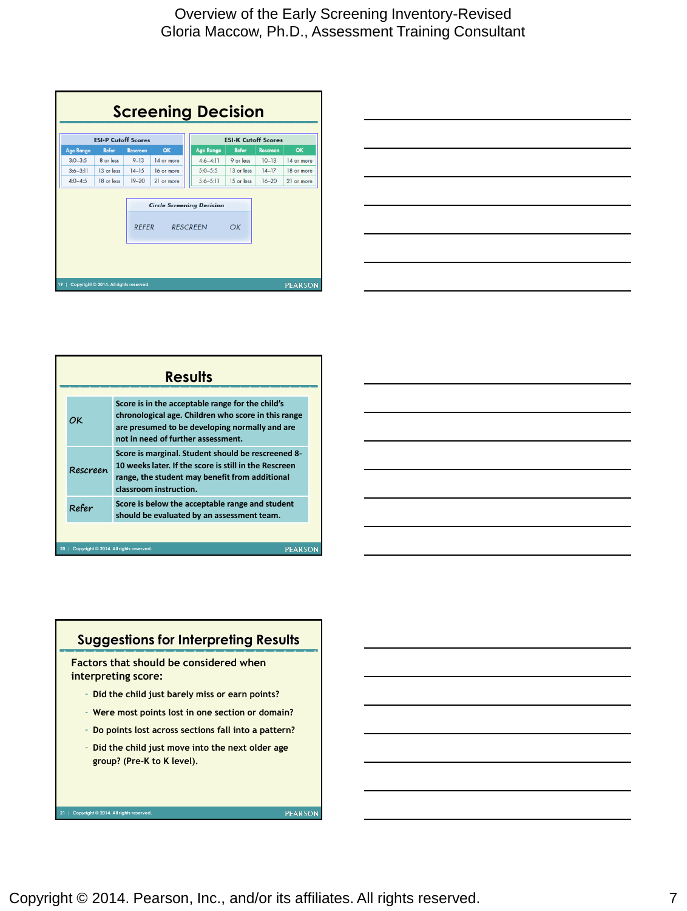## Screening Decision

| ESI•P Cutoff Scores | | | |
|---|---|---|---|
| Age Range | Refer | Rescreen | OK |
| 3:0–3:5 | 8 or less | 9–13 | 14 or more |
| 3:6–3:11 | 13 or less | 14–15 | 16 or more |
| 4:0–4:5 | 18 or less | 19–20 | 21 or more |

| ESI•K Cutoff Scores | | | |
|---|---|---|---|
| Age Range | Refer | Rescreen | OK |
| 4:6–4:11 | 9 or less | 10–13 | 14 or more |
| 5:0–5:5 | 13 or less | 14–17 | 18 or more |
| 5:6–5:11 | 15 or less | 16–20 | 21 or more |

Circle Screening Decision

REFER RESCREEN OK

## Results

| | |
|---|---|
| *OK* | Score is in the acceptable range for the child's chronological age. Children who score in this range are presumed to be developing normally and are not in need of further assessment. |
| *Rescreen* | Score is marginal. Student should be rescreened 8-10 weeks later. If the score is still in the Rescreen range, the student may benefit from additional classroom instruction. |
| *Refer* | Score is below the acceptable range and student should be evaluated by an assessment team. |

## Suggestions for Interpreting Results

Factors that should be considered when interpreting score:

- Did the child just barely miss or earn points?
- Were most points lost in one section or domain?
- Do points lost across sections fall into a pattern?
- Did the child just move into the next older age group? (Pre-K to K level).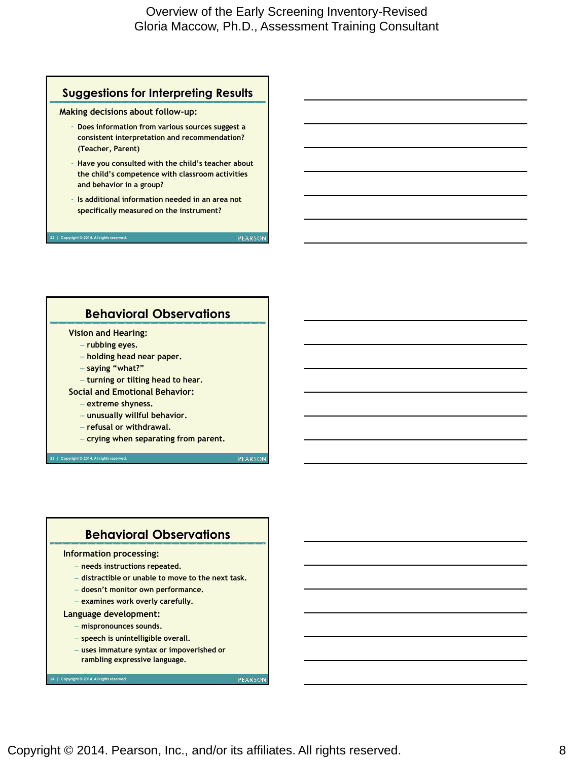## Suggestions for Interpreting Results

**Making decisions about follow-up:**

- Does information from various sources suggest a consistent interpretation and recommendation? (Teacher, Parent)
- Have you consulted with the child's teacher about the child's competence with classroom activities and behavior in a group?
- Is additional information needed in an area not specifically measured on the instrument?

## Behavioral Observations

**Vision and Hearing:**

- rubbing eyes.
- holding head near paper.
- saying "what?"
- turning or tilting head to hear.

**Social and Emotional Behavior:**

- extreme shyness.
- unusually willful behavior.
- refusal or withdrawal.
- crying when separating from parent.

## Behavioral Observations

**Information processing:**

- needs instructions repeated.
- distractible or unable to move to the next task.
- doesn't monitor own performance.
- examines work overly carefully.

**Language development:**

- mispronounces sounds.
- speech is unintelligible overall.
- uses immature syntax or impoverished or rambling expressive language.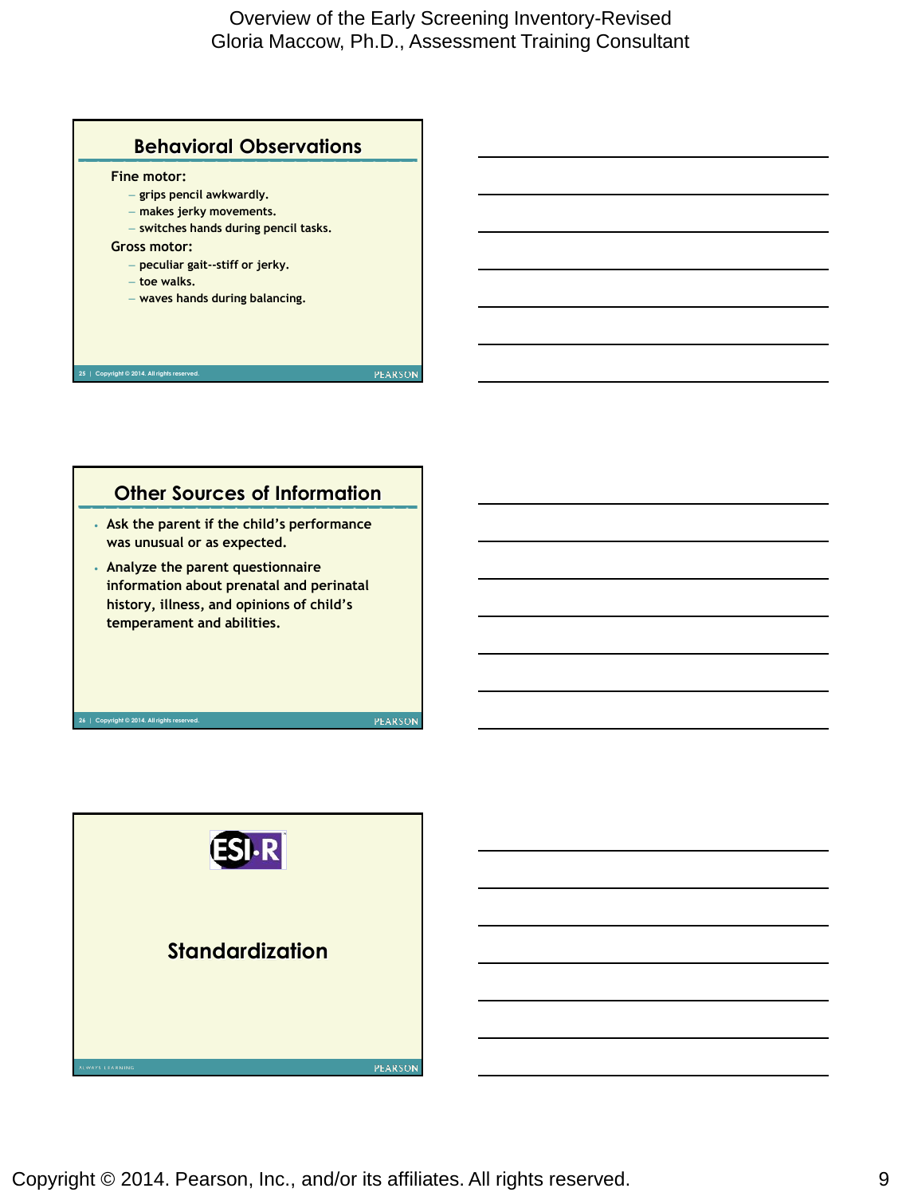## Behavioral Observations

Fine motor:
- grips pencil awkwardly.
- makes jerky movements.
- switches hands during pencil tasks.

Gross motor:
- peculiar gait--stiff or jerky.
- toe walks.
- waves hands during balancing.

## Other Sources of Information

- Ask the parent if the child's performance was unusual or as expected.
- Analyze the parent questionnaire information about prenatal and perinatal history, illness, and opinions of child's temperament and abilities.

## ESI-R

## Standardization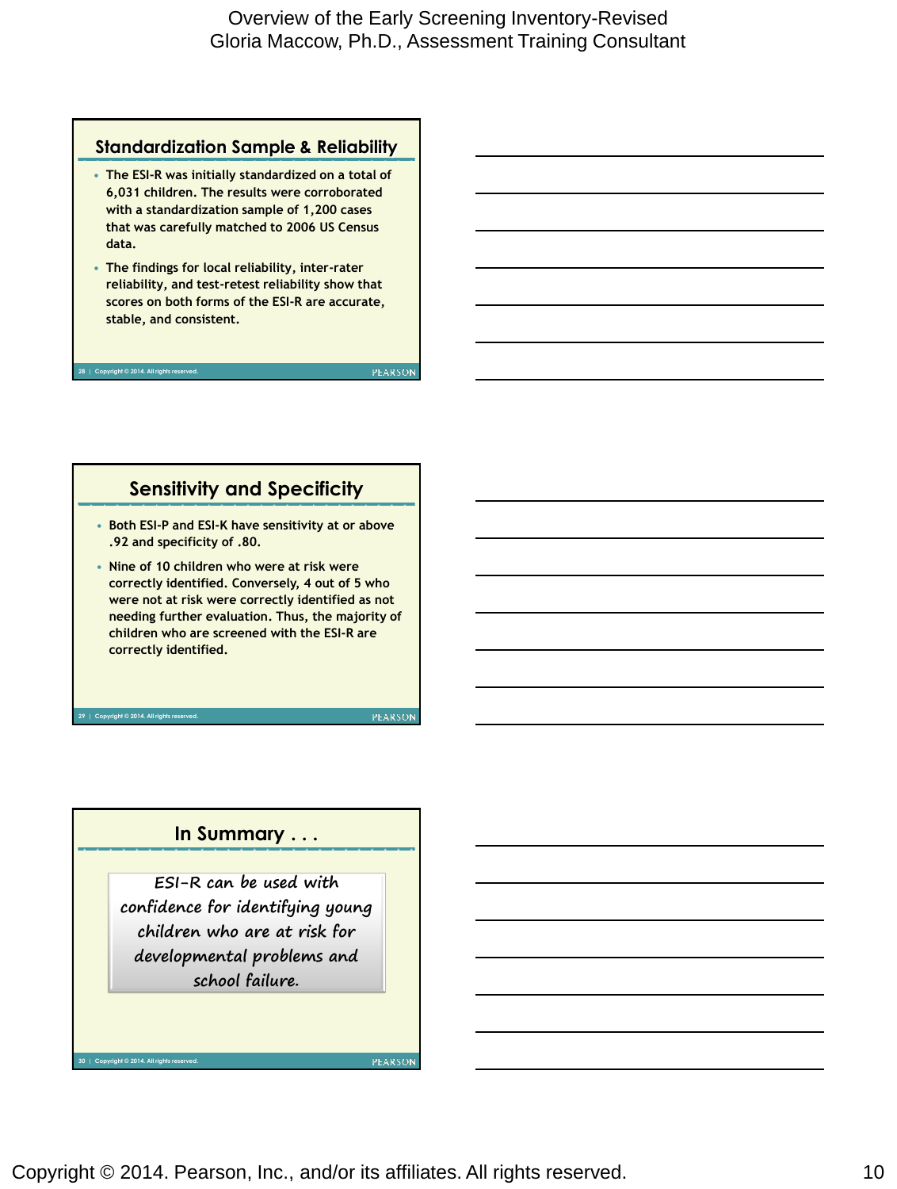## Standardization Sample & Reliability

- The ESI-R was initially standardized on a total of 6,031 children. The results were corroborated with a standardization sample of 1,200 cases that was carefully matched to 2006 US Census data.
- The findings for local reliability, inter-rater reliability, and test-retest reliability show that scores on both forms of the ESI-R are accurate, stable, and consistent.

## Sensitivity and Specificity

- Both ESI-P and ESI-K have sensitivity at or above .92 and specificity of .80.
- Nine of 10 children who were at risk were correctly identified. Conversely, 4 out of 5 who were not at risk were correctly identified as not needing further evaluation. Thus, the majority of children who are screened with the ESI-R are correctly identified.

## In Summary . . .

*ESI-R can be used with confidence for identifying young children who are at risk for developmental problems and school failure.*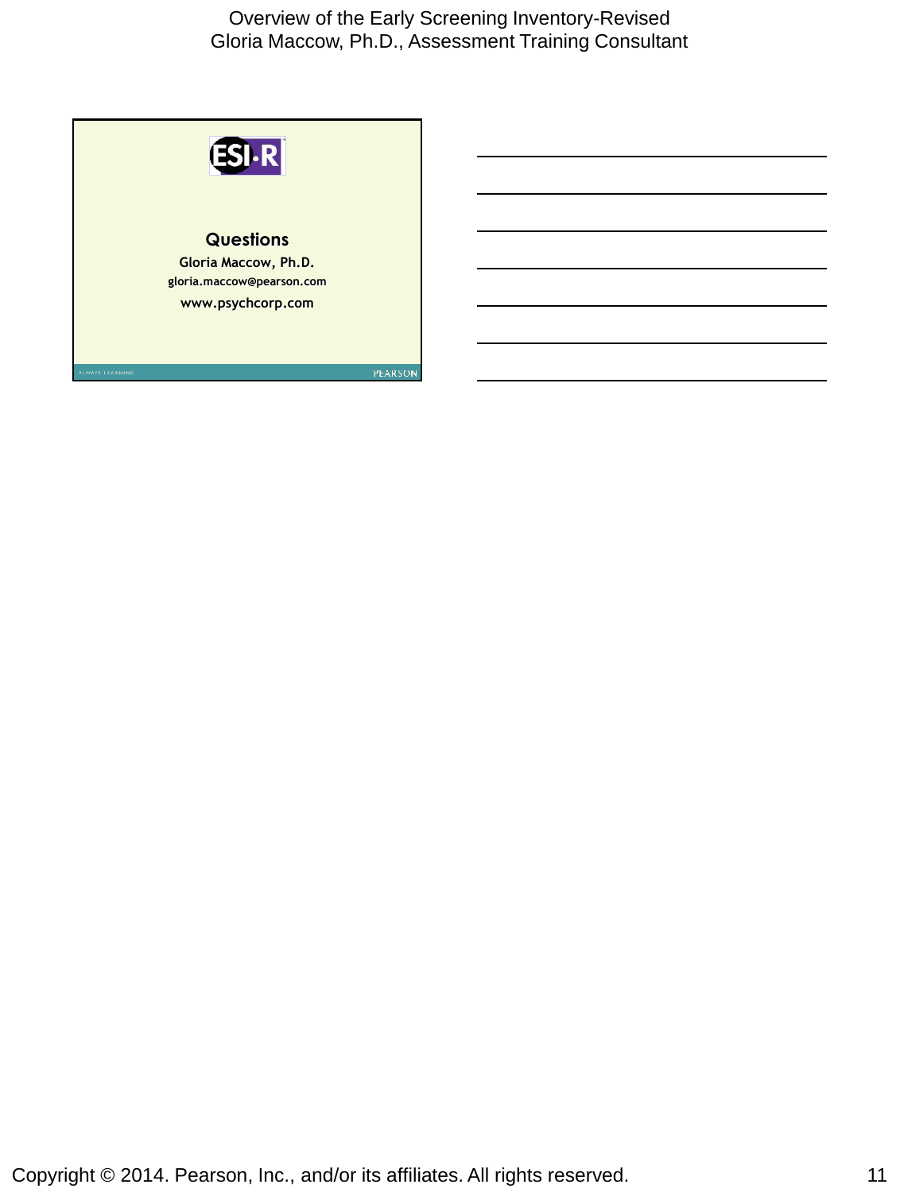ESI•R

**Questions**

**Gloria Maccow, Ph.D.**

**gloria.maccow@pearson.com**

**www.psychcorp.com**

ALWAYS LEARNING

PEARSON